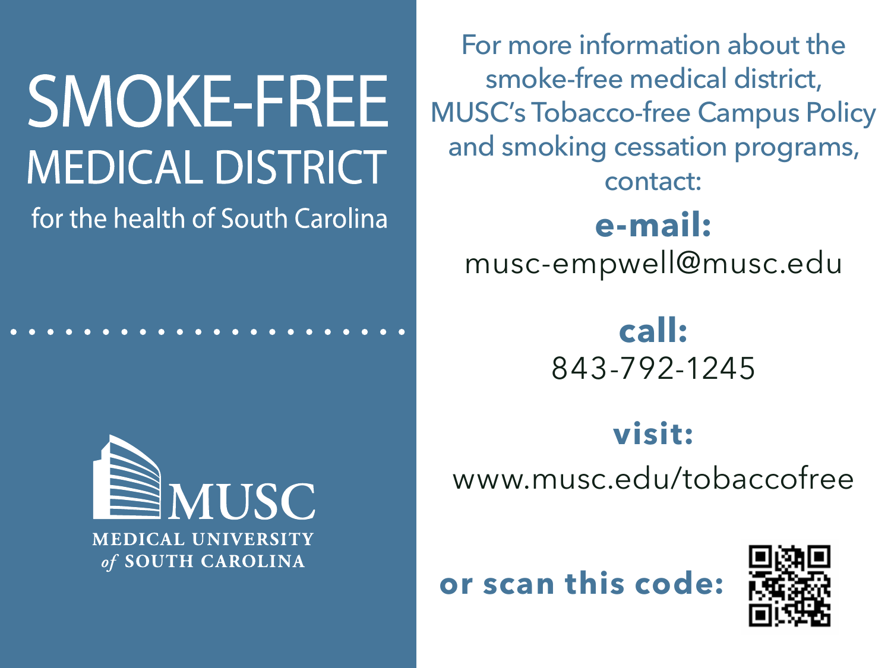# SMOKE-FREE MEDICAL DISTRICT

for the health of South Carolina

MUSC
MEDICAL UNIVERSITY *of* SOUTH CAROLINA

For more information about the smoke-free medical district, MUSC's Tobacco-free Campus Policy and smoking cessation programs, contact:

**e-mail:**
musc-empwell@musc.edu

**call:**
843-792-1245

**visit:**
www.musc.edu/tobaccofree

**or scan this code:**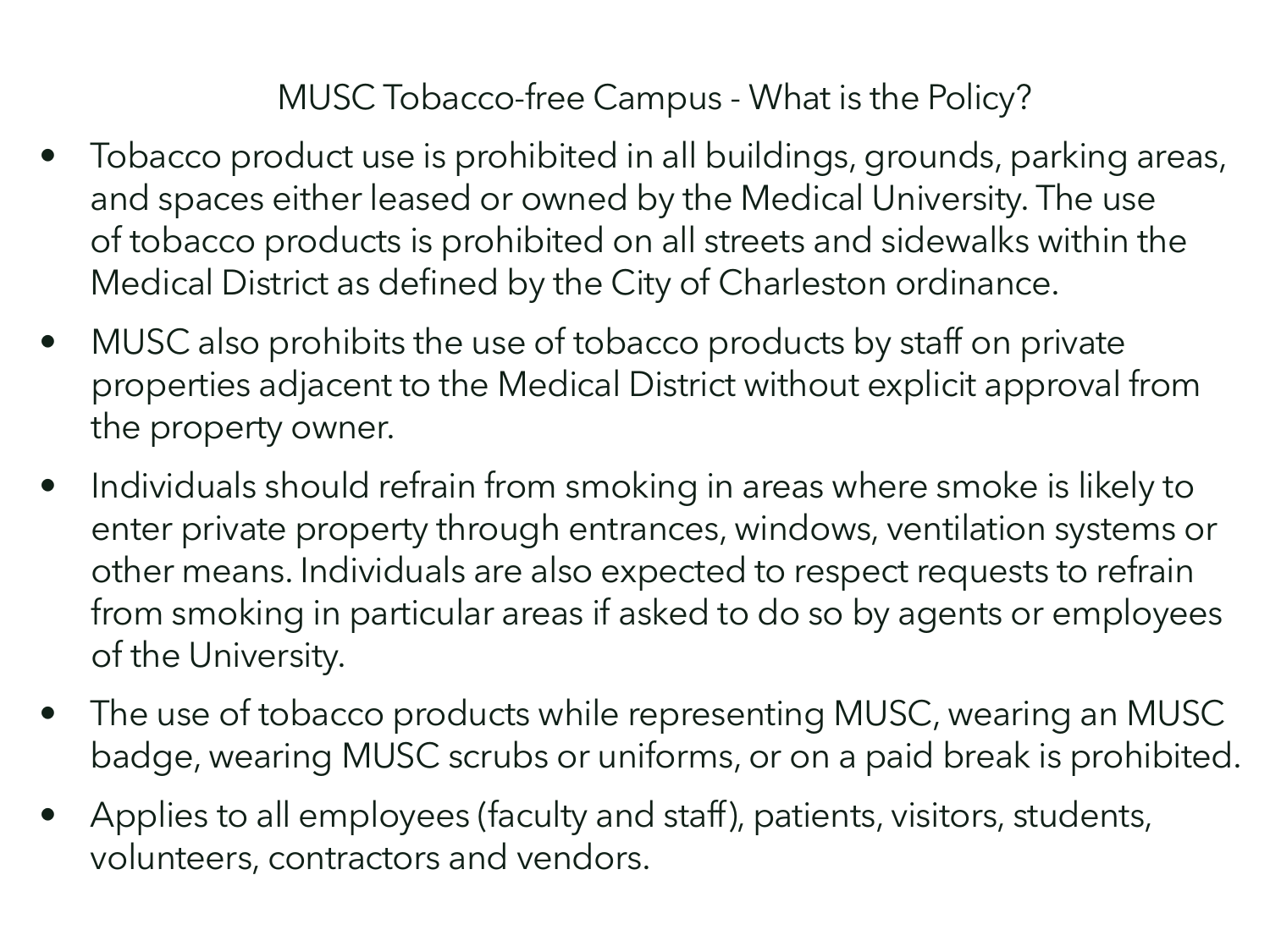## MUSC Tobacco-free Campus - What is the Policy?

- Tobacco product use is prohibited in all buildings, grounds, parking areas, and spaces either leased or owned by the Medical University. The use of tobacco products is prohibited on all streets and sidewalks within the Medical District as defined by the City of Charleston ordinance.
- MUSC also prohibits the use of tobacco products by staff on private properties adjacent to the Medical District without explicit approval from the property owner.
- Individuals should refrain from smoking in areas where smoke is likely to enter private property through entrances, windows, ventilation systems or other means. Individuals are also expected to respect requests to refrain from smoking in particular areas if asked to do so by agents or employees of the University.
- The use of tobacco products while representing MUSC, wearing an MUSC badge, wearing MUSC scrubs or uniforms, or on a paid break is prohibited.
- Applies to all employees (faculty and staff), patients, visitors, students, volunteers, contractors and vendors.